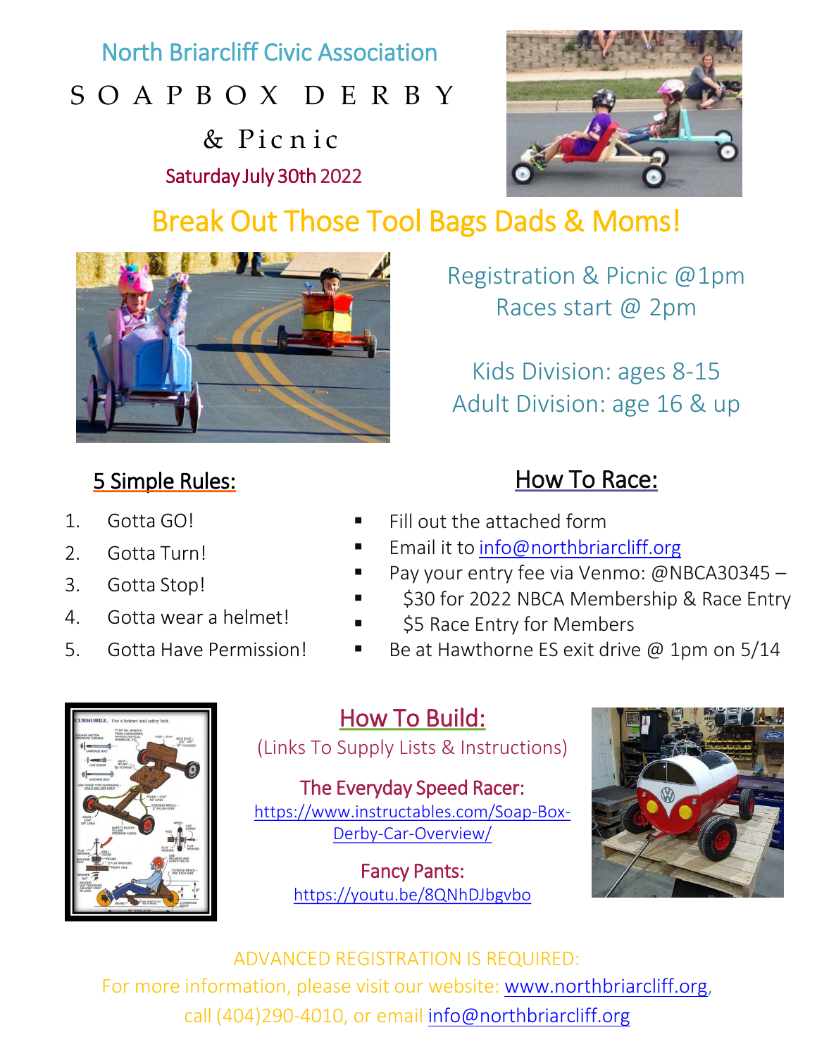# North Briarcliff Civic Association

# SOAPBOX DERBY

## & Picnic

Saturday July 30th 2022

## Break Out Those Tool Bags Dads & Moms!

Registration & Picnic @1pm
Races start @ 2pm

Kids Division: ages 8-15
Adult Division: age 16 & up

### 5 Simple Rules:

1. Gotta GO!
2. Gotta Turn!
3. Gotta Stop!
4. Gotta wear a helmet!
5. Gotta Have Permission!

### How To Race:

- Fill out the attached form
- Email it to info@northbriarcliff.org
- Pay your entry fee via Venmo: @NBCA30345 –
- $30 for 2022 NBCA Membership & Race Entry
- $5 Race Entry for Members
- Be at Hawthorne ES exit drive @ 1pm on 5/14

### How To Build:

(Links To Supply Lists & Instructions)

**The Everyday Speed Racer:**
https://www.instructables.com/Soap-Box-Derby-Car-Overview/

**Fancy Pants:**
https://youtu.be/8QNhDJbgvbo

ADVANCED REGISTRATION IS REQUIRED:
For more information, please visit our website: www.northbriarcliff.org, call (404)290-4010, or email info@northbriarcliff.org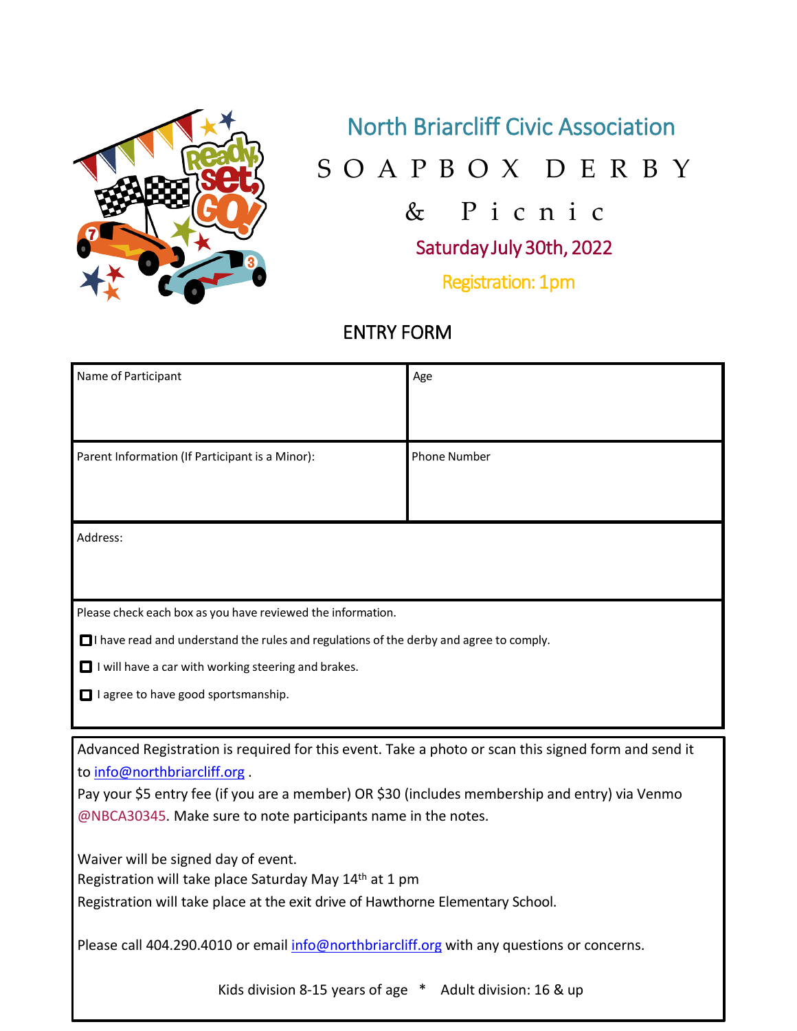# North Briarcliff Civic Association

## SOAPBOX DERBY

## & Picnic

**Saturday July 30th, 2022**

**Registration: 1pm**

## ENTRY FORM

| Name of Participant | Age |
|---|---|
| Parent Information (If Participant is a Minor): | Phone Number |
| Address: | |

Please check each box as you have reviewed the information.

- ☐ I have read and understand the rules and regulations of the derby and agree to comply.
- ☐ I will have a car with working steering and brakes.
- ☐ I agree to have good sportsmanship.

Advanced Registration is required for this event. Take a photo or scan this signed form and send it to info@northbriarcliff.org .

Pay your $5 entry fee (if you are a member) OR $30 (includes membership and entry) via Venmo @NBCA30345. Make sure to note participants name in the notes.

Waiver will be signed day of event.

Registration will take place Saturday May 14th at 1 pm

Registration will take place at the exit drive of Hawthorne Elementary School.

Please call 404.290.4010 or email info@northbriarcliff.org with any questions or concerns.

Kids division 8-15 years of age * Adult division: 16 & up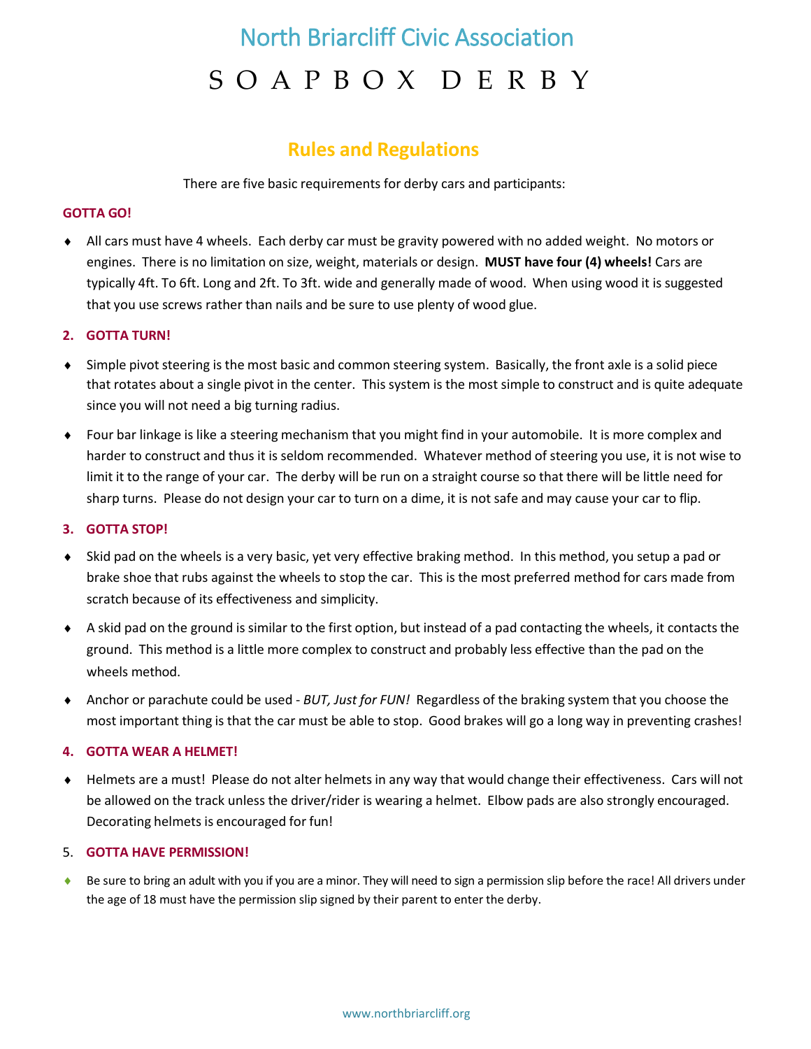# North Briarcliff Civic Association

# S O A P B O X   D E R B Y

## Rules and Regulations

There are five basic requirements for derby cars and participants:

### GOTTA GO!

- All cars must have 4 wheels. Each derby car must be gravity powered with no added weight. No motors or engines. There is no limitation on size, weight, materials or design. **MUST have four (4) wheels!** Cars are typically 4ft. To 6ft. Long and 2ft. To 3ft. wide and generally made of wood. When using wood it is suggested that you use screws rather than nails and be sure to use plenty of wood glue.

### 2. GOTTA TURN!

- Simple pivot steering is the most basic and common steering system. Basically, the front axle is a solid piece that rotates about a single pivot in the center. This system is the most simple to construct and is quite adequate since you will not need a big turning radius.
- Four bar linkage is like a steering mechanism that you might find in your automobile. It is more complex and harder to construct and thus it is seldom recommended. Whatever method of steering you use, it is not wise to limit it to the range of your car. The derby will be run on a straight course so that there will be little need for sharp turns. Please do not design your car to turn on a dime, it is not safe and may cause your car to flip.

### 3. GOTTA STOP!

- Skid pad on the wheels is a very basic, yet very effective braking method. In this method, you setup a pad or brake shoe that rubs against the wheels to stop the car. This is the most preferred method for cars made from scratch because of its effectiveness and simplicity.
- A skid pad on the ground is similar to the first option, but instead of a pad contacting the wheels, it contacts the ground. This method is a little more complex to construct and probably less effective than the pad on the wheels method.
- Anchor or parachute could be used - *BUT, Just for FUN!* Regardless of the braking system that you choose the most important thing is that the car must be able to stop. Good brakes will go a long way in preventing crashes!

### 4. GOTTA WEAR A HELMET!

- Helmets are a must! Please do not alter helmets in any way that would change their effectiveness. Cars will not be allowed on the track unless the driver/rider is wearing a helmet. Elbow pads are also strongly encouraged. Decorating helmets is encouraged for fun!

### 5. GOTTA HAVE PERMISSION!

- Be sure to bring an adult with you if you are a minor. They will need to sign a permission slip before the race! All drivers under the age of 18 must have the permission slip signed by their parent to enter the derby.

www.northbriarcliff.org